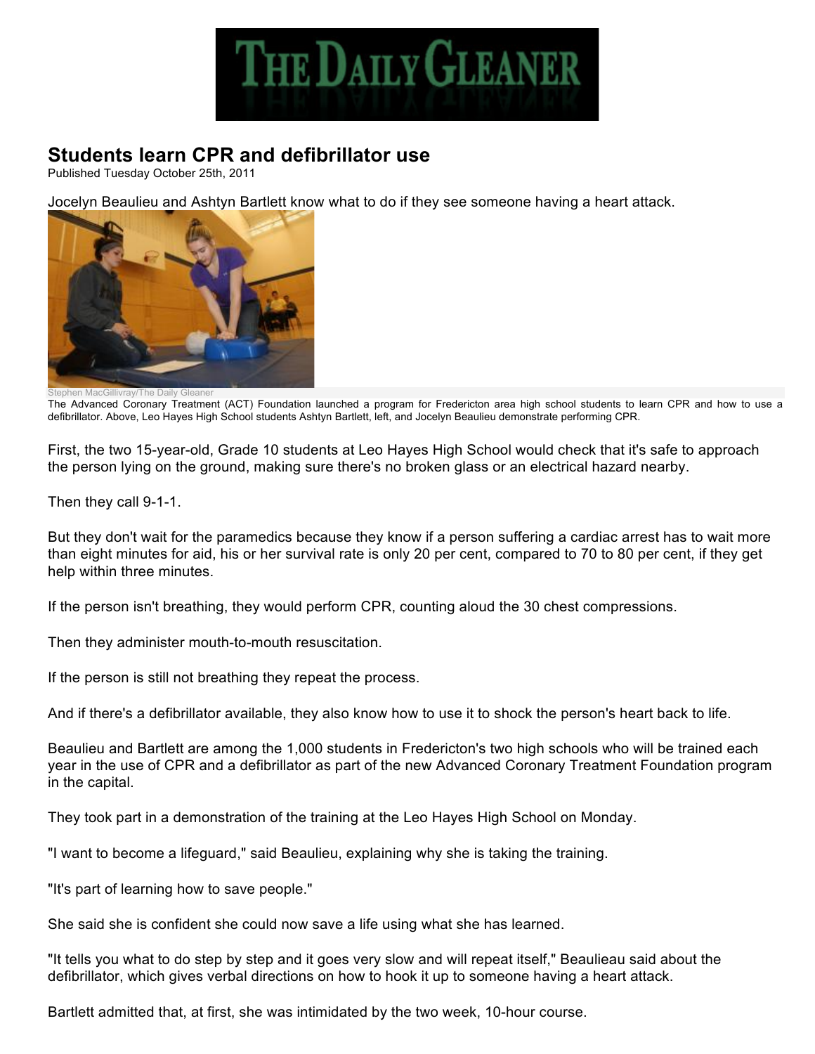# THE DAILY GLEANER

## Students learn CPR and defibrillator use

Published Tuesday October 25th, 2011

Jocelyn Beaulieu and Ashtyn Bartlett know what to do if they see someone having a heart attack.

Stephen MacGillivray/The Daily Gleaner

The Advanced Coronary Treatment (ACT) Foundation launched a program for Fredericton area high school students to learn CPR and how to use a defibrillator. Above, Leo Hayes High School students Ashtyn Bartlett, left, and Jocelyn Beaulieu demonstrate performing CPR.

First, the two 15-year-old, Grade 10 students at Leo Hayes High School would check that it's safe to approach the person lying on the ground, making sure there's no broken glass or an electrical hazard nearby.

Then they call 9-1-1.

But they don't wait for the paramedics because they know if a person suffering a cardiac arrest has to wait more than eight minutes for aid, his or her survival rate is only 20 per cent, compared to 70 to 80 per cent, if they get help within three minutes.

If the person isn't breathing, they would perform CPR, counting aloud the 30 chest compressions.

Then they administer mouth-to-mouth resuscitation.

If the person is still not breathing they repeat the process.

And if there's a defibrillator available, they also know how to use it to shock the person's heart back to life.

Beaulieu and Bartlett are among the 1,000 students in Fredericton's two high schools who will be trained each year in the use of CPR and a defibrillator as part of the new Advanced Coronary Treatment Foundation program in the capital.

They took part in a demonstration of the training at the Leo Hayes High School on Monday.

"I want to become a lifeguard," said Beaulieu, explaining why she is taking the training.

"It's part of learning how to save people."

She said she is confident she could now save a life using what she has learned.

"It tells you what to do step by step and it goes very slow and will repeat itself," Beaulieau said about the defibrillator, which gives verbal directions on how to hook it up to someone having a heart attack.

Bartlett admitted that, at first, she was intimidated by the two week, 10-hour course.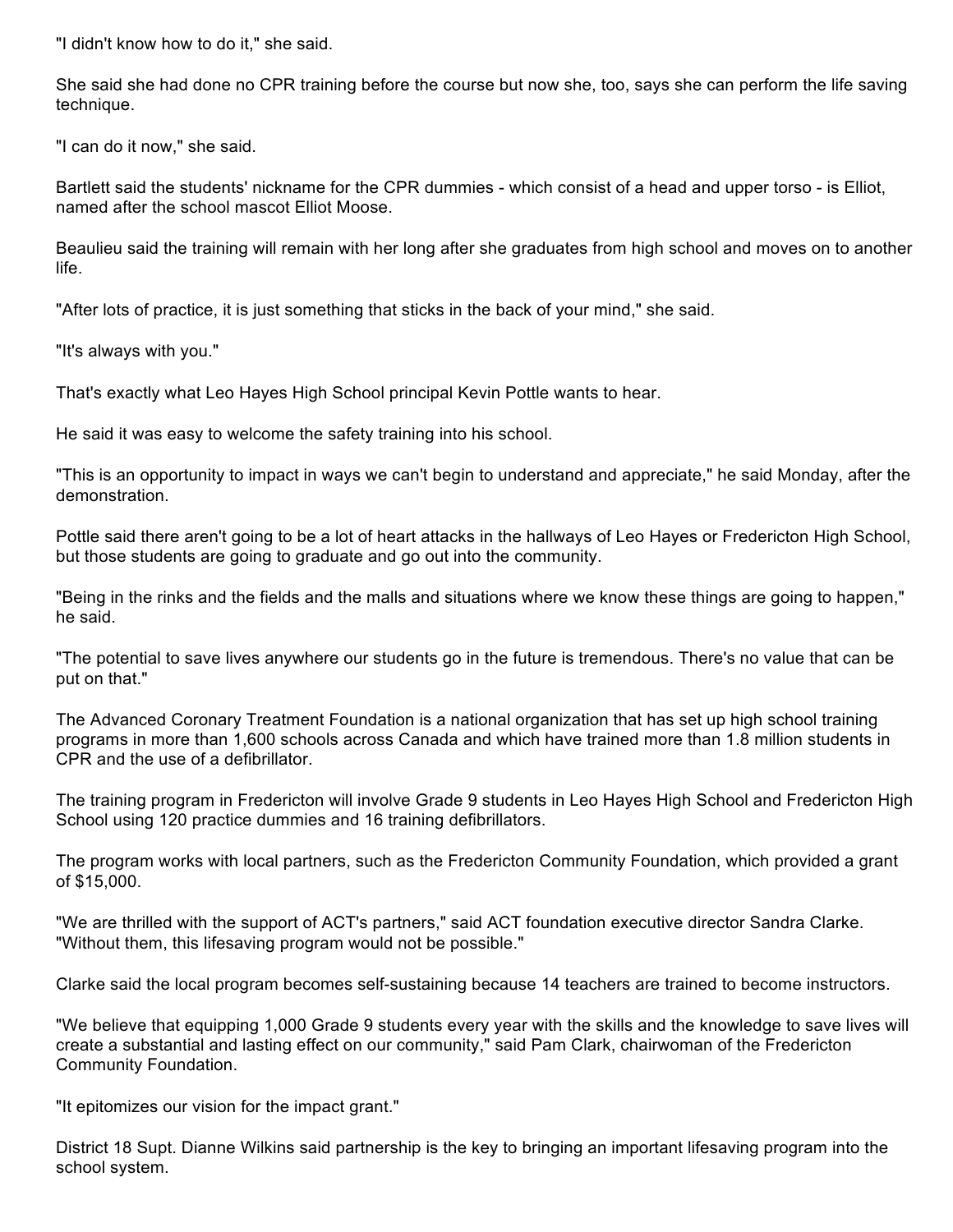"I didn't know how to do it," she said.

She said she had done no CPR training before the course but now she, too, says she can perform the life saving technique.

"I can do it now," she said.

Bartlett said the students' nickname for the CPR dummies - which consist of a head and upper torso - is Elliot, named after the school mascot Elliot Moose.

Beaulieu said the training will remain with her long after she graduates from high school and moves on to another life.

"After lots of practice, it is just something that sticks in the back of your mind," she said.

"It's always with you."

That's exactly what Leo Hayes High School principal Kevin Pottle wants to hear.

He said it was easy to welcome the safety training into his school.

"This is an opportunity to impact in ways we can't begin to understand and appreciate," he said Monday, after the demonstration.

Pottle said there aren't going to be a lot of heart attacks in the hallways of Leo Hayes or Fredericton High School, but those students are going to graduate and go out into the community.

"Being in the rinks and the fields and the malls and situations where we know these things are going to happen," he said.

"The potential to save lives anywhere our students go in the future is tremendous. There's no value that can be put on that."

The Advanced Coronary Treatment Foundation is a national organization that has set up high school training programs in more than 1,600 schools across Canada and which have trained more than 1.8 million students in CPR and the use of a defibrillator.

The training program in Fredericton will involve Grade 9 students in Leo Hayes High School and Fredericton High School using 120 practice dummies and 16 training defibrillators.

The program works with local partners, such as the Fredericton Community Foundation, which provided a grant of $15,000.

"We are thrilled with the support of ACT's partners," said ACT foundation executive director Sandra Clarke. "Without them, this lifesaving program would not be possible."

Clarke said the local program becomes self-sustaining because 14 teachers are trained to become instructors.

"We believe that equipping 1,000 Grade 9 students every year with the skills and the knowledge to save lives will create a substantial and lasting effect on our community," said Pam Clark, chairwoman of the Fredericton Community Foundation.

"It epitomizes our vision for the impact grant."

District 18 Supt. Dianne Wilkins said partnership is the key to bringing an important lifesaving program into the school system.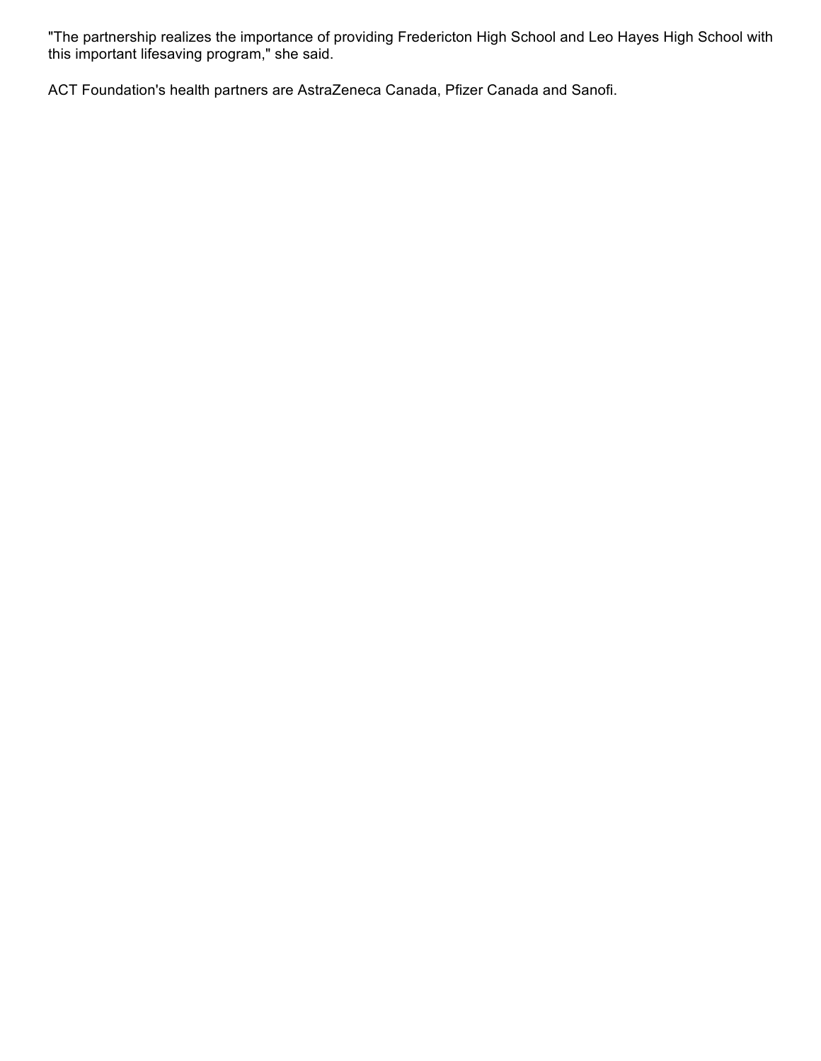"The partnership realizes the importance of providing Fredericton High School and Leo Hayes High School with this important lifesaving program," she said.

ACT Foundation's health partners are AstraZeneca Canada, Pfizer Canada and Sanofi.